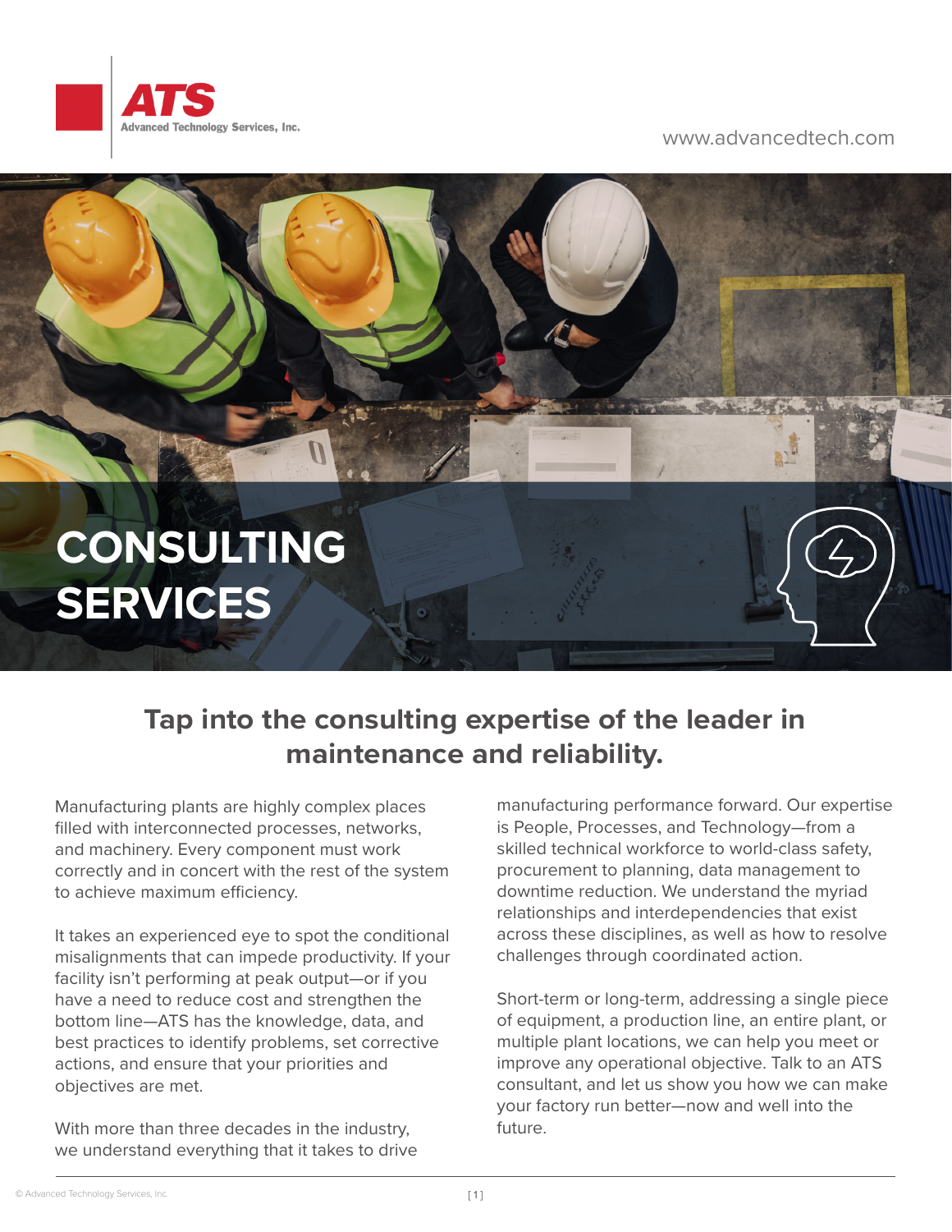ATS Advanced Technology Services, Inc.

www.advancedtech.com

# CONSULTING SERVICES

## Tap into the consulting expertise of the leader in maintenance and reliability.

Manufacturing plants are highly complex places filled with interconnected processes, networks, and machinery. Every component must work correctly and in concert with the rest of the system to achieve maximum efficiency.

It takes an experienced eye to spot the conditional misalignments that can impede productivity. If your facility isn't performing at peak output—or if you have a need to reduce cost and strengthen the bottom line—ATS has the knowledge, data, and best practices to identify problems, set corrective actions, and ensure that your priorities and objectives are met.

With more than three decades in the industry, we understand everything that it takes to drive manufacturing performance forward. Our expertise is People, Processes, and Technology—from a skilled technical workforce to world-class safety, procurement to planning, data management to downtime reduction. We understand the myriad relationships and interdependencies that exist across these disciplines, as well as how to resolve challenges through coordinated action.

Short-term or long-term, addressing a single piece of equipment, a production line, an entire plant, or multiple plant locations, we can help you meet or improve any operational objective. Talk to an ATS consultant, and let us show you how we can make your factory run better—now and well into the future.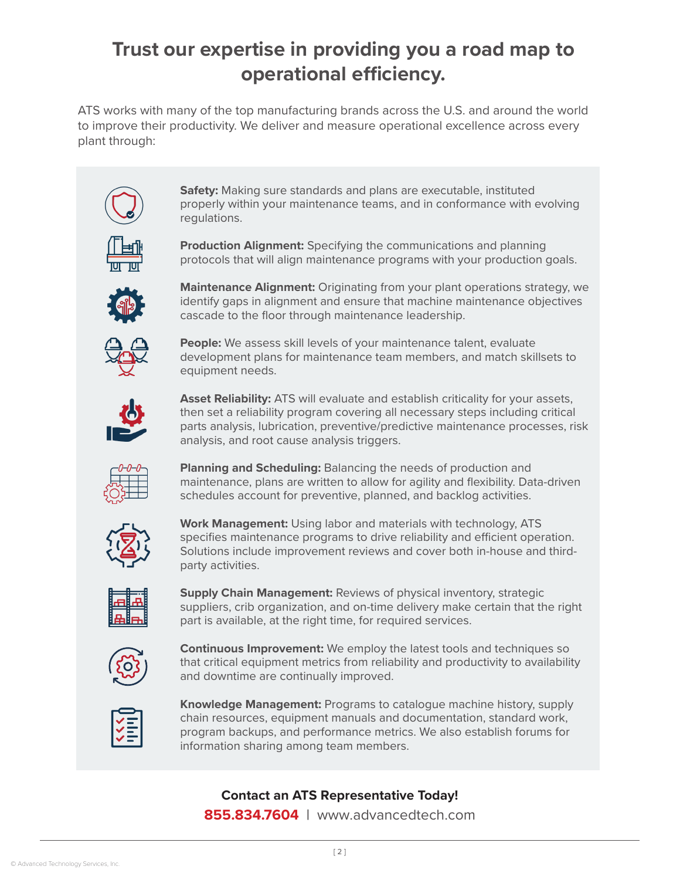# Trust our expertise in providing you a road map to operational efficiency.

ATS works with many of the top manufacturing brands across the U.S. and around the world to improve their productivity. We deliver and measure operational excellence across every plant through:

**Safety:** Making sure standards and plans are executable, instituted properly within your maintenance teams, and in conformance with evolving regulations.

**Production Alignment:** Specifying the communications and planning protocols that will align maintenance programs with your production goals.

**Maintenance Alignment:** Originating from your plant operations strategy, we identify gaps in alignment and ensure that machine maintenance objectives cascade to the floor through maintenance leadership.

**People:** We assess skill levels of your maintenance talent, evaluate development plans for maintenance team members, and match skillsets to equipment needs.

**Asset Reliability:** ATS will evaluate and establish criticality for your assets, then set a reliability program covering all necessary steps including critical parts analysis, lubrication, preventive/predictive maintenance processes, risk analysis, and root cause analysis triggers.

**Planning and Scheduling:** Balancing the needs of production and maintenance, plans are written to allow for agility and flexibility. Data-driven schedules account for preventive, planned, and backlog activities.

**Work Management:** Using labor and materials with technology, ATS specifies maintenance programs to drive reliability and efficient operation. Solutions include improvement reviews and cover both in-house and third-party activities.

**Supply Chain Management:** Reviews of physical inventory, strategic suppliers, crib organization, and on-time delivery make certain that the right part is available, at the right time, for required services.

**Continuous Improvement:** We employ the latest tools and techniques so that critical equipment metrics from reliability and productivity to availability and downtime are continually improved.

**Knowledge Management:** Programs to catalogue machine history, supply chain resources, equipment manuals and documentation, standard work, program backups, and performance metrics. We also establish forums for information sharing among team members.

**Contact an ATS Representative Today!**

**855.834.7604** | www.advancedtech.com

© Advanced Technology Services, Inc.